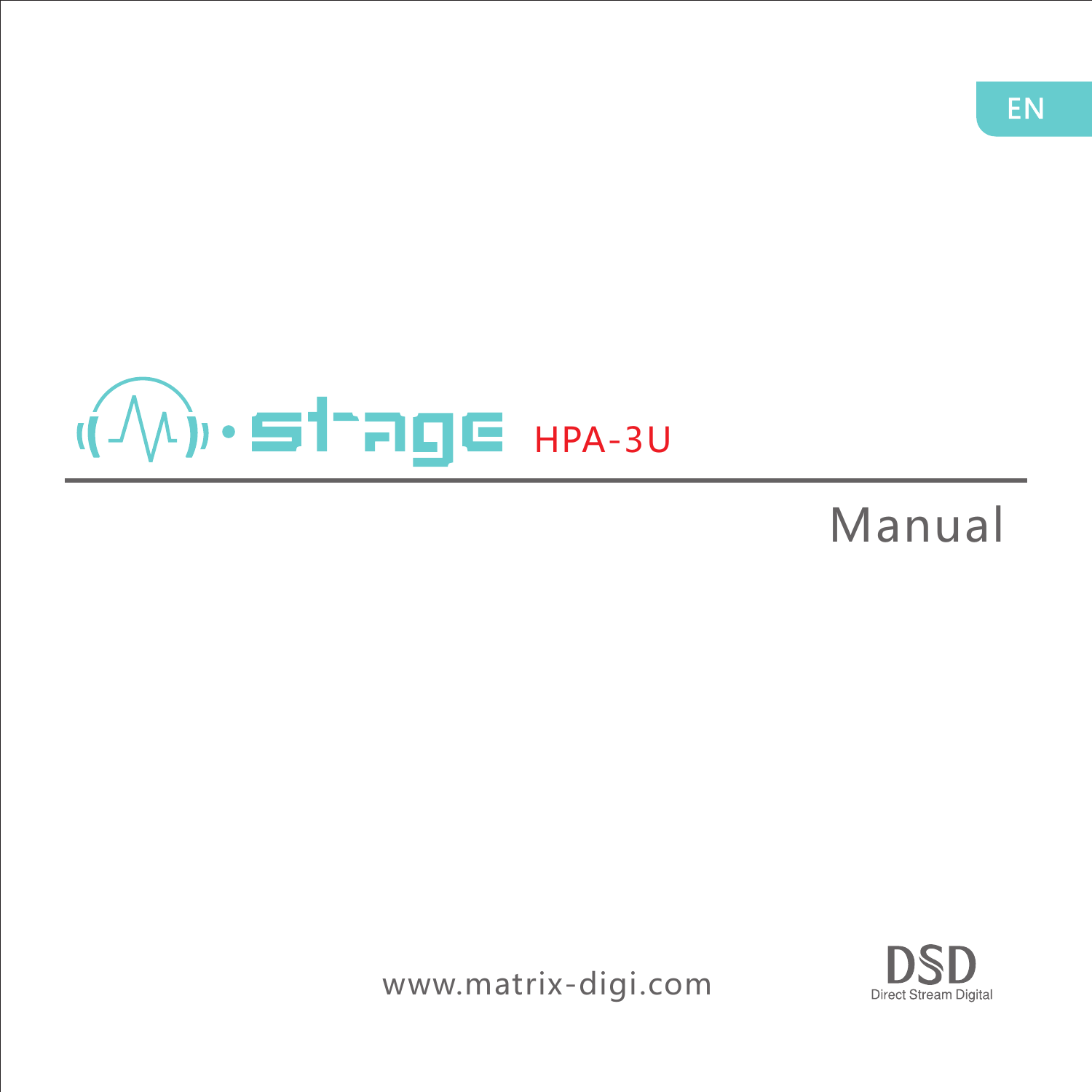EN

# stage HPA-3U

## Manual

www.matrix-digi.com

DSD
Direct Stream Digital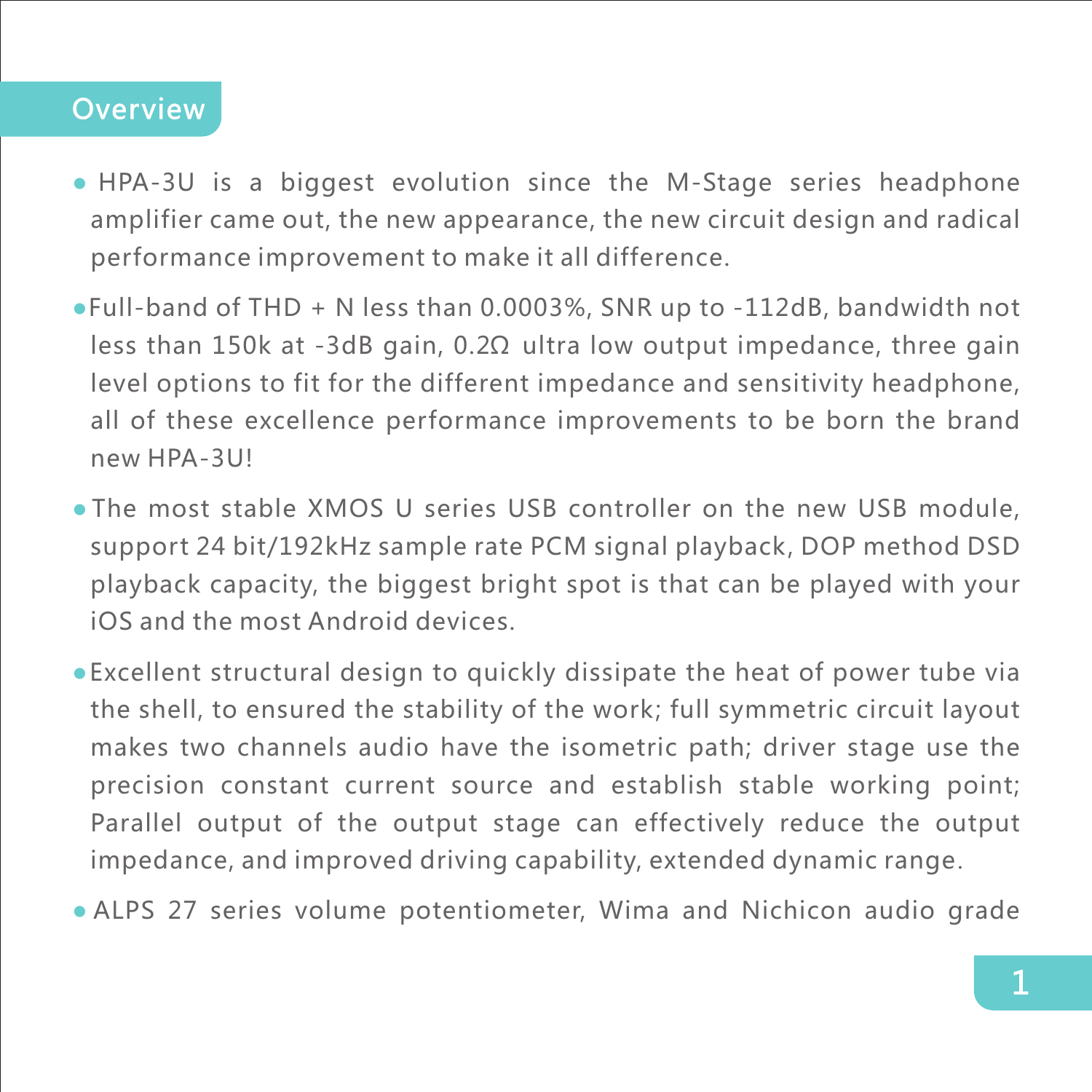## Overview

- HPA-3U is a biggest evolution since the M-Stage series headphone amplifier came out, the new appearance, the new circuit design and radical performance improvement to make it all difference.
- Full-band of THD + N less than 0.0003%, SNR up to -112dB, bandwidth not less than 150k at -3dB gain, 0.2Ω ultra low output impedance, three gain level options to fit for the different impedance and sensitivity headphone, all of these excellence performance improvements to be born the brand new HPA-3U!
- The most stable XMOS U series USB controller on the new USB module, support 24 bit/192kHz sample rate PCM signal playback, DOP method DSD playback capacity, the biggest bright spot is that can be played with your iOS and the most Android devices.
- Excellent structural design to quickly dissipate the heat of power tube via the shell, to ensured the stability of the work; full symmetric circuit layout makes two channels audio have the isometric path; driver stage use the precision constant current source and establish stable working point; Parallel output of the output stage can effectively reduce the output impedance, and improved driving capability, extended dynamic range.
- ALPS 27 series volume potentiometer, Wima and Nichicon audio grade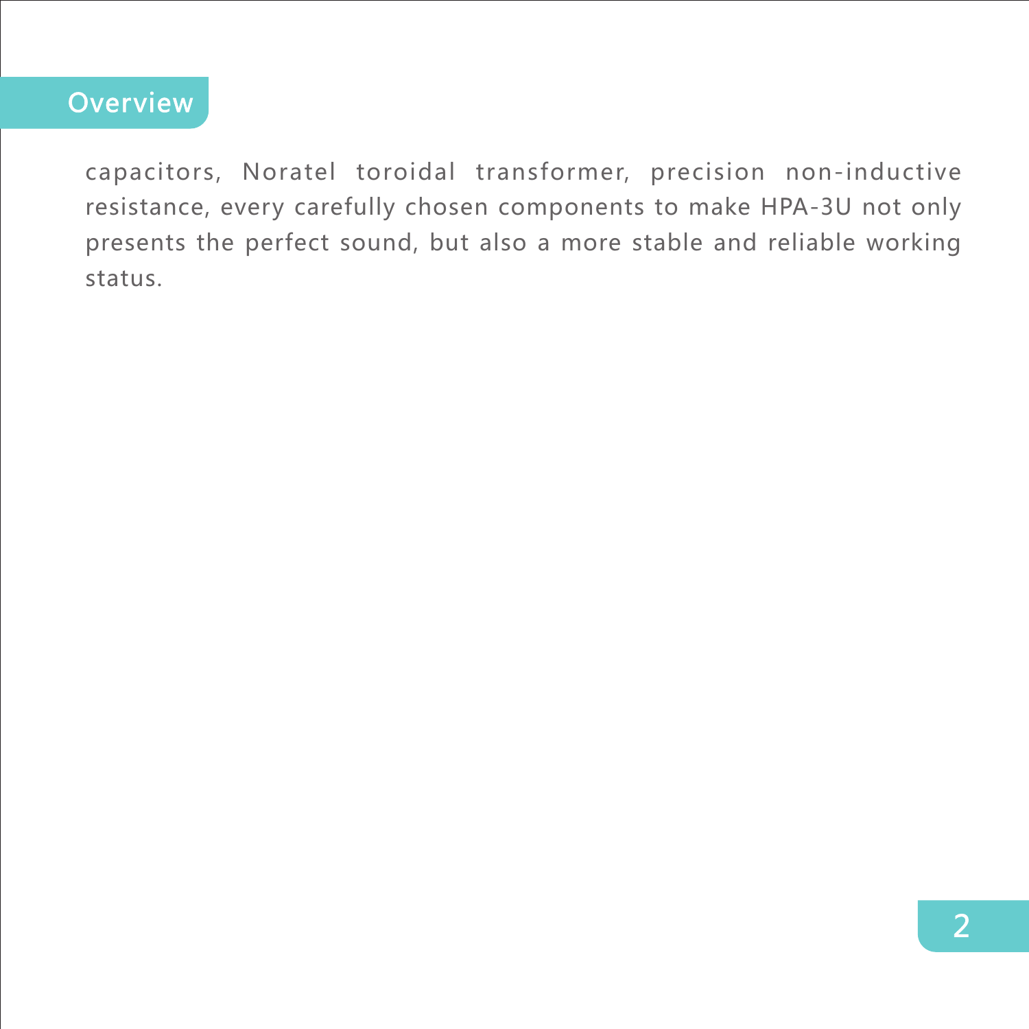## Overview

capacitors, Noratel toroidal transformer, precision non-inductive resistance, every carefully chosen components to make HPA-3U not only presents the perfect sound, but also a more stable and reliable working status.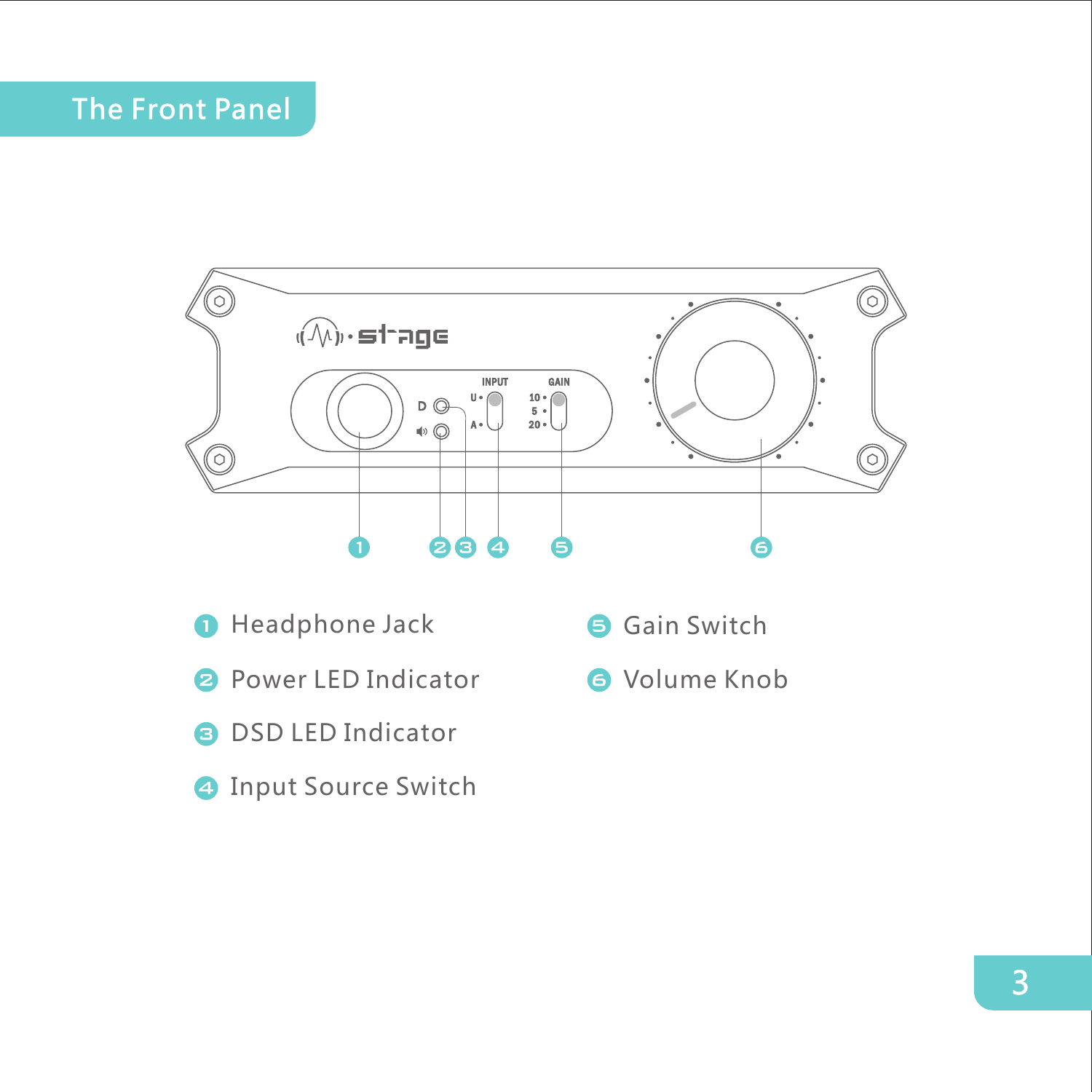## The Front Panel

1. Headphone Jack
2. Power LED Indicator
3. DSD LED Indicator
4. Input Source Switch
5. Gain Switch
6. Volume Knob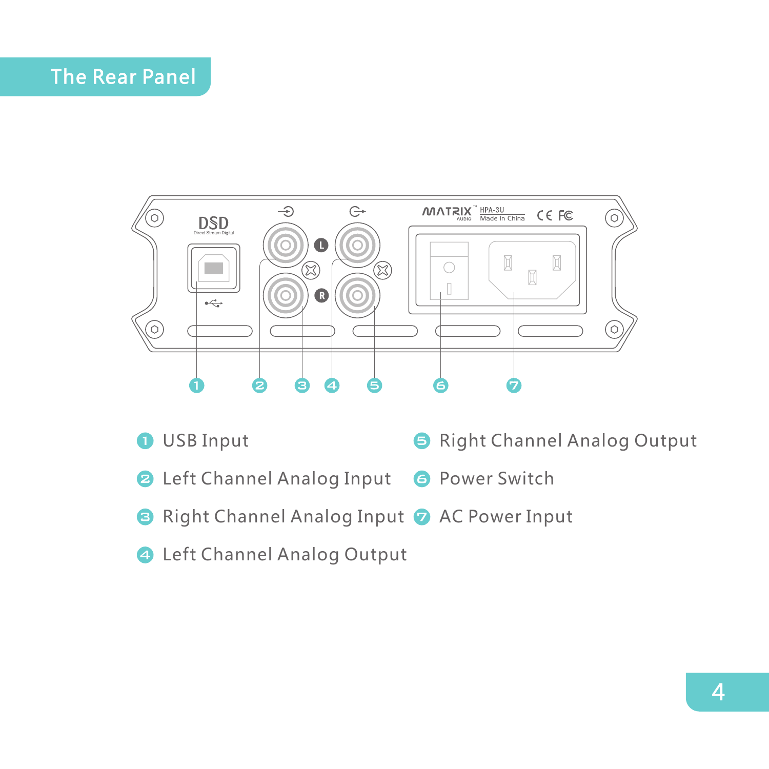## The Rear Panel

1. USB Input
2. Left Channel Analog Input
3. Right Channel Analog Input
4. Left Channel Analog Output
5. Right Channel Analog Output
6. Power Switch
7. AC Power Input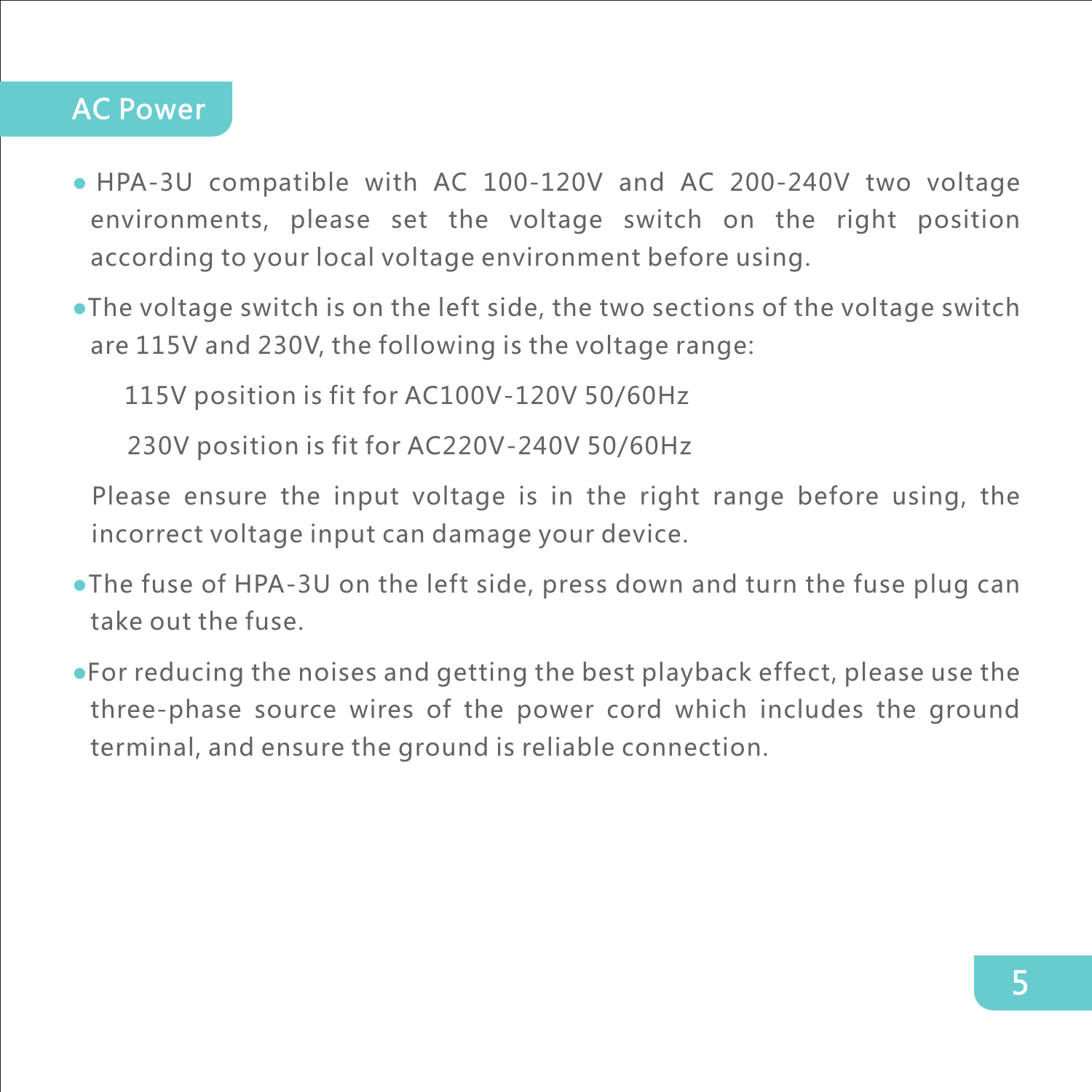## AC Power

- HPA-3U compatible with AC 100-120V and AC 200-240V two voltage environments, please set the voltage switch on the right position according to your local voltage environment before using.
- The voltage switch is on the left side, the two sections of the voltage switch are 115V and 230V, the following is the voltage range:

  115V position is fit for AC100V-120V 50/60Hz

  230V position is fit for AC220V-240V 50/60Hz

  Please ensure the input voltage is in the right range before using, the incorrect voltage input can damage your device.
- The fuse of HPA-3U on the left side, press down and turn the fuse plug can take out the fuse.
- For reducing the noises and getting the best playback effect, please use the three-phase source wires of the power cord which includes the ground terminal, and ensure the ground is reliable connection.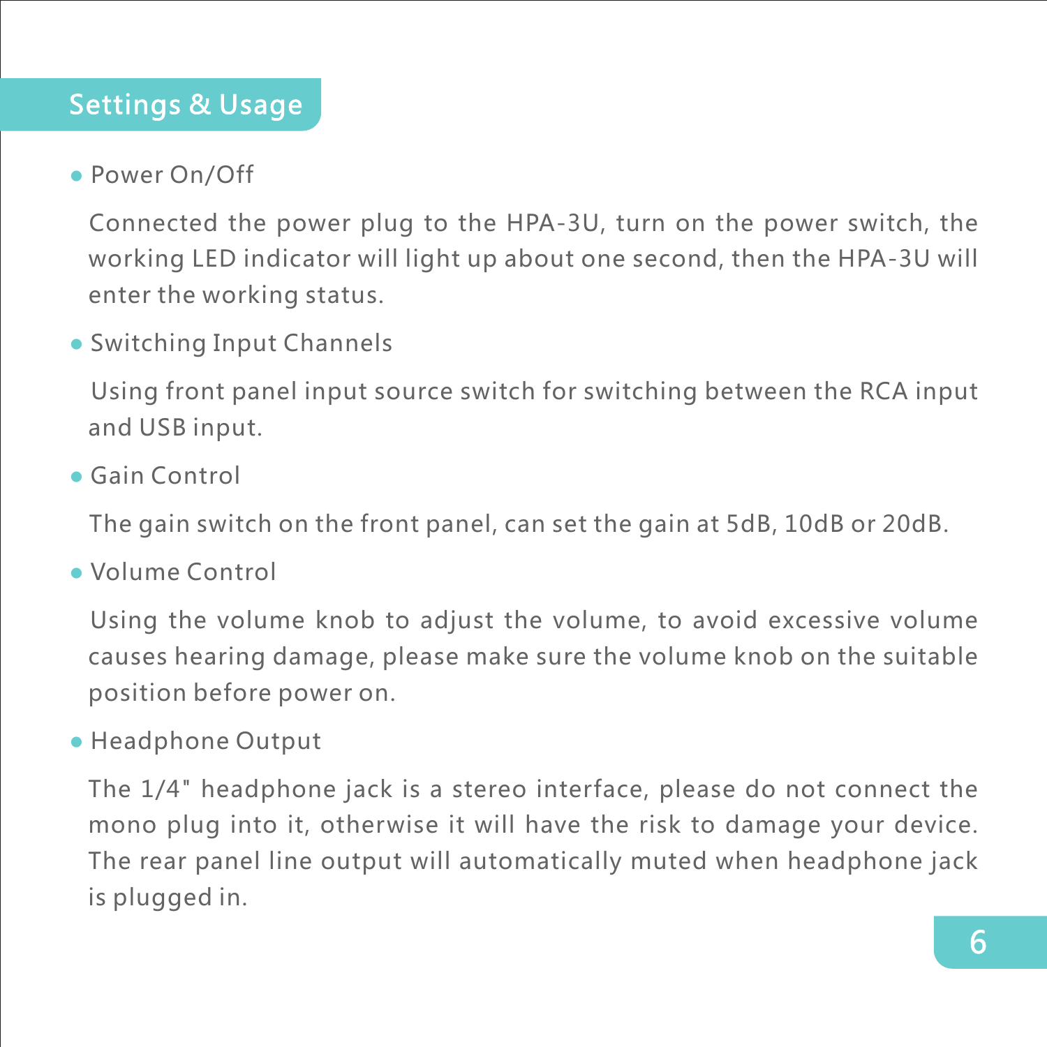## Settings & Usage

- Power On/Off

  Connected the power plug to the HPA-3U, turn on the power switch, the working LED indicator will light up about one second, then the HPA-3U will enter the working status.

- Switching Input Channels

  Using front panel input source switch for switching between the RCA input and USB input.

- Gain Control

  The gain switch on the front panel, can set the gain at 5dB, 10dB or 20dB.

- Volume Control

  Using the volume knob to adjust the volume, to avoid excessive volume causes hearing damage, please make sure the volume knob on the suitable position before power on.

- Headphone Output

  The 1/4" headphone jack is a stereo interface, please do not connect the mono plug into it, otherwise it will have the risk to damage your device. The rear panel line output will automatically muted when headphone jack is plugged in.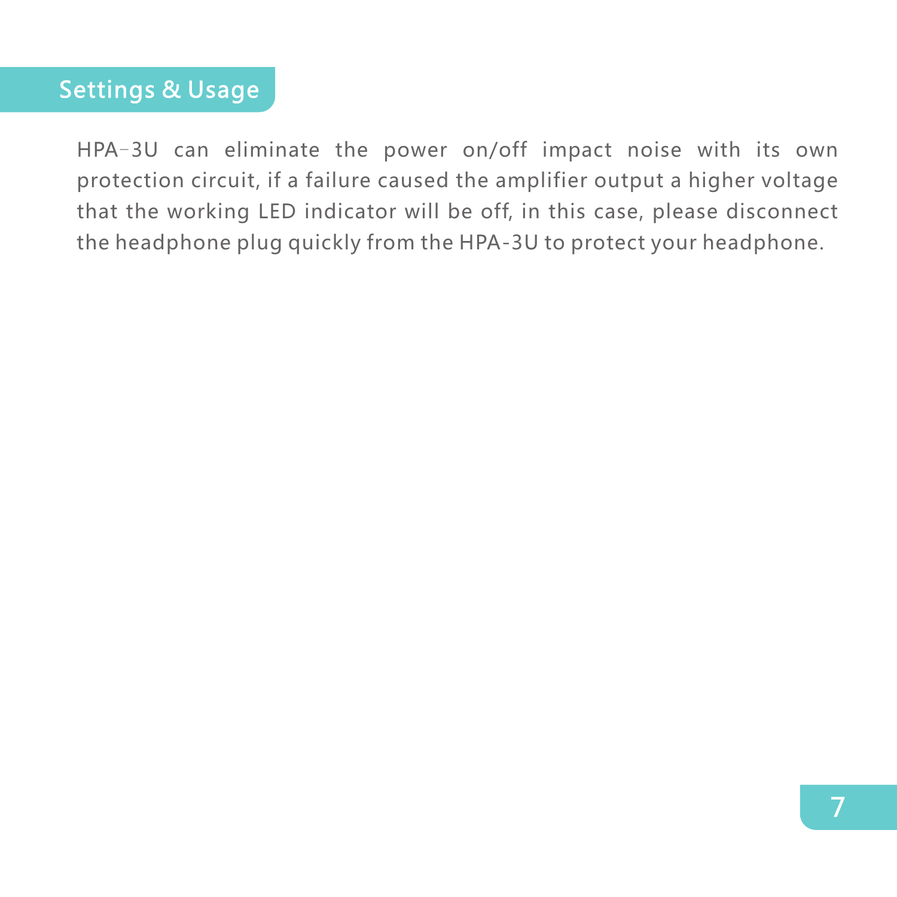## Settings & Usage

HPA-3U can eliminate the power on/off impact noise with its own protection circuit, if a failure caused the amplifier output a higher voltage that the working LED indicator will be off, in this case, please disconnect the headphone plug quickly from the HPA-3U to protect your headphone.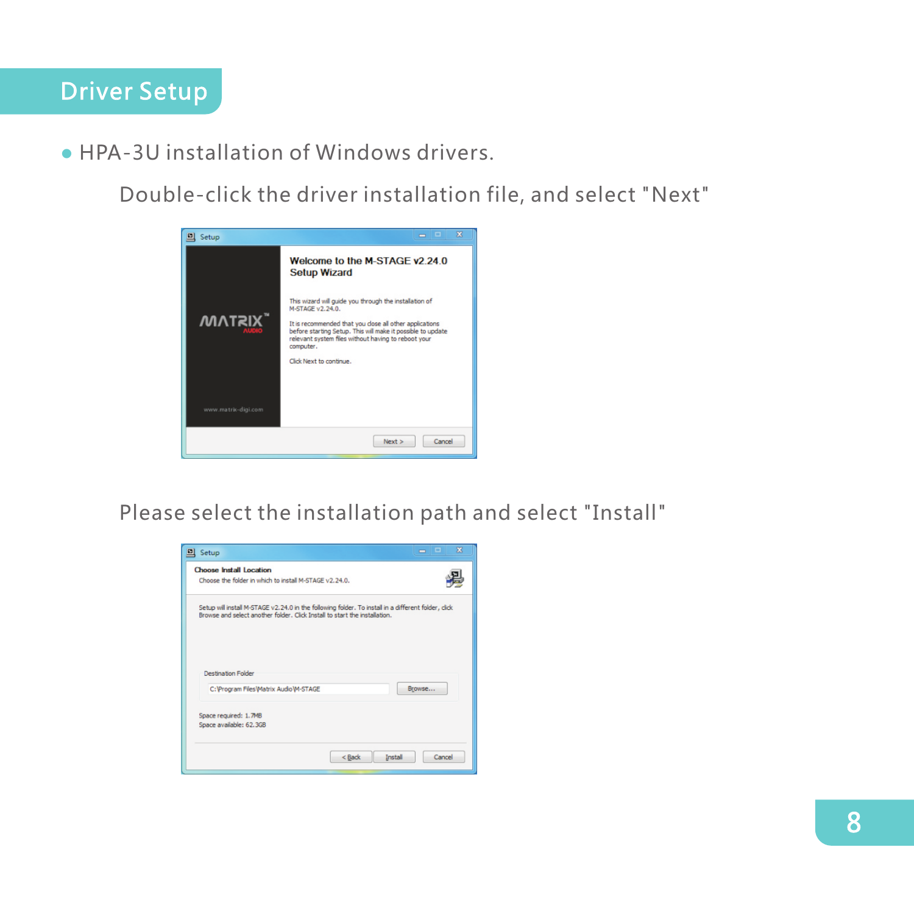# Driver Setup

- HPA-3U installation of Windows drivers.

Double-click the driver installation file, and select "Next"

Please select the installation path and select "Install"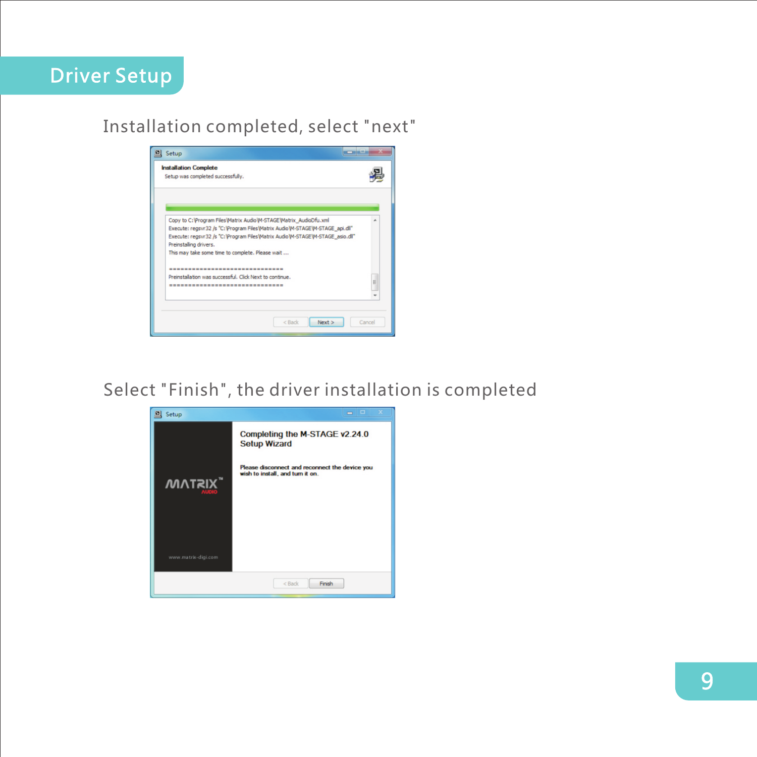# Driver Setup

Installation completed, select "next"

Select "Finish", the driver installation is completed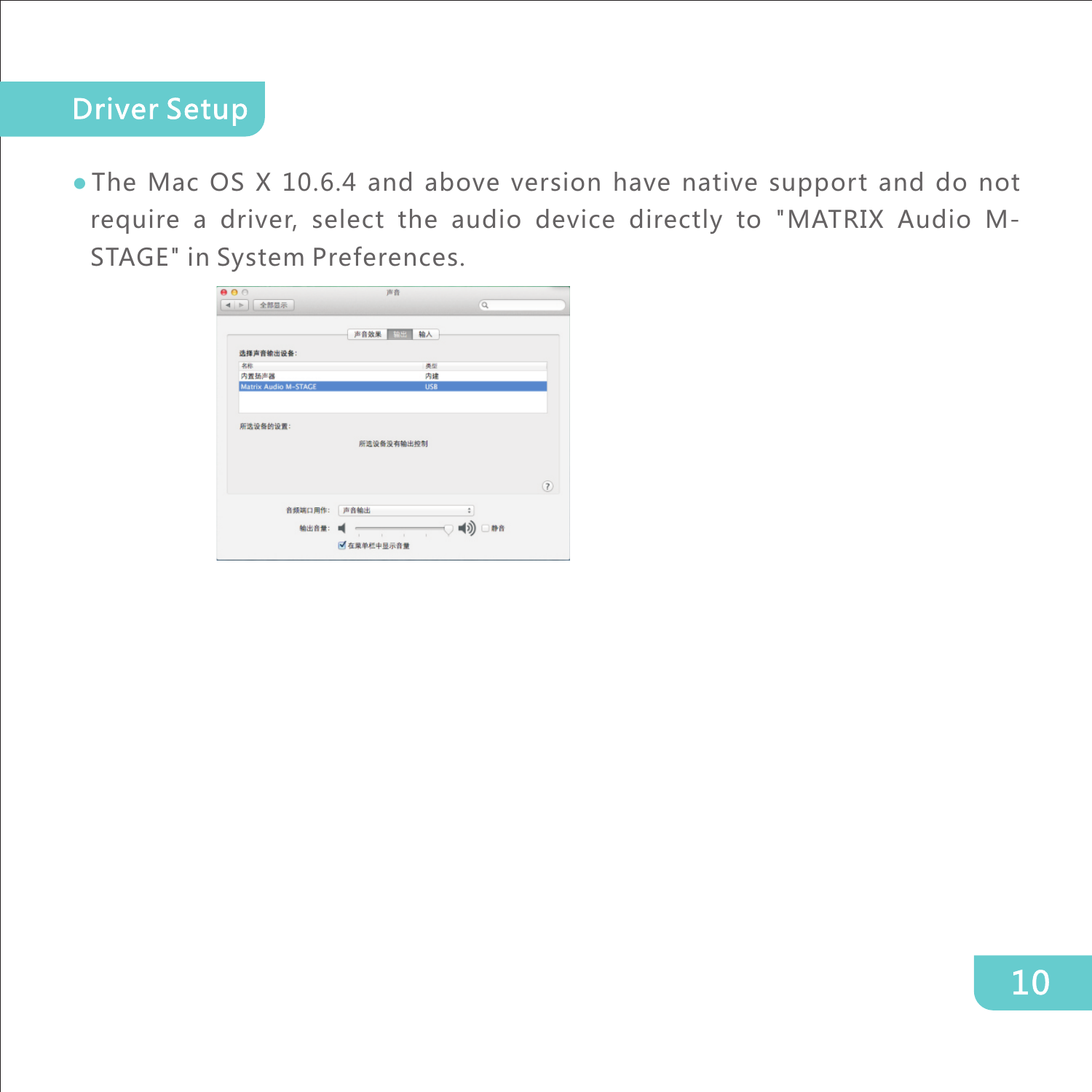## Driver Setup

- The Mac OS X 10.6.4 and above version have native support and do not require a driver, select the audio device directly to "MATRIX Audio M-STAGE" in System Preferences.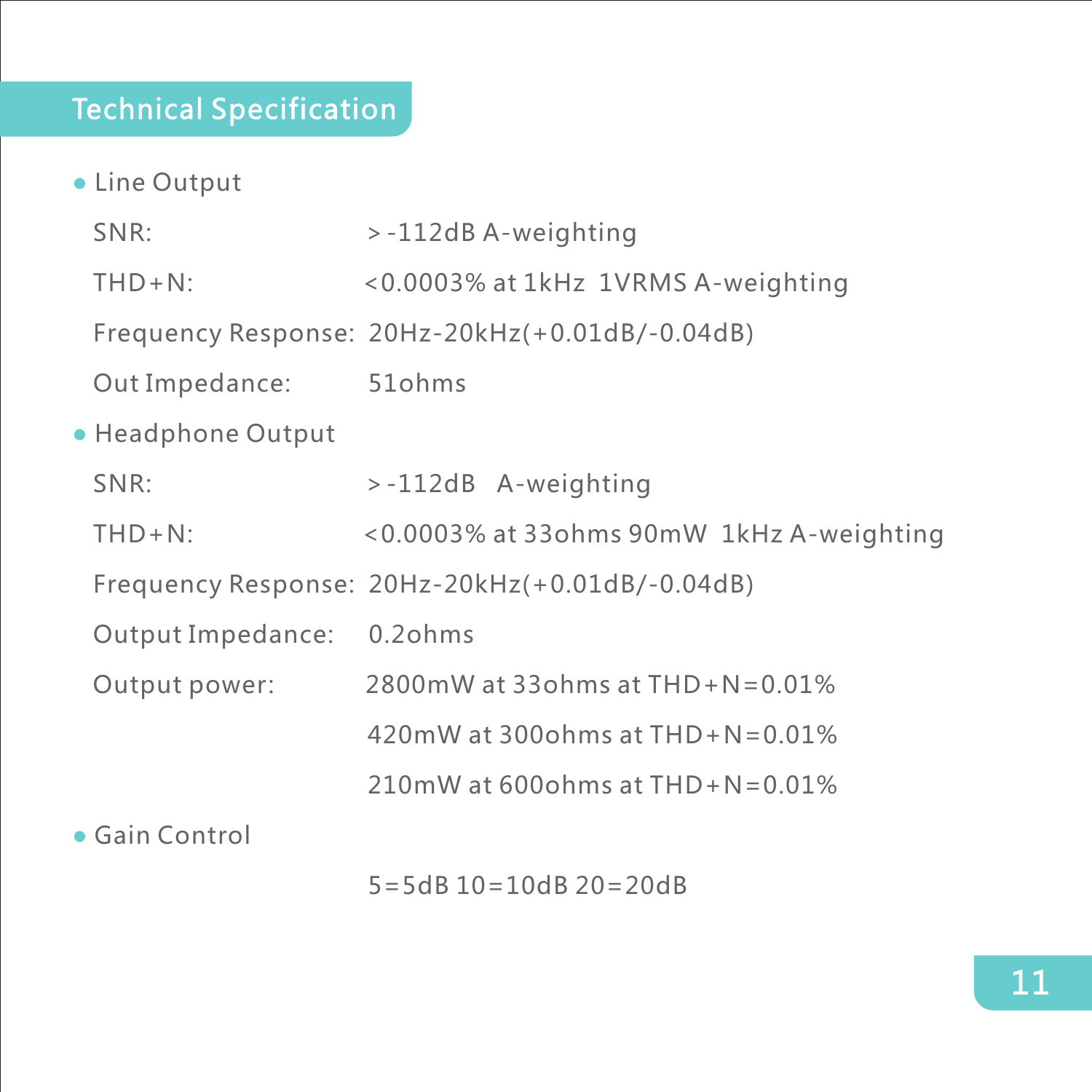## Technical Specification

- Line Output

  SNR: >-112dB A-weighting

  THD+N: <0.0003% at 1kHz 1VRMS A-weighting

  Frequency Response: 20Hz-20kHz(+0.01dB/-0.04dB)

  Out Impedance: 51ohms

- Headphone Output

  SNR: >-112dB A-weighting

  THD+N: <0.0003% at 33ohms 90mW 1kHz A-weighting

  Frequency Response: 20Hz-20kHz(+0.01dB/-0.04dB)

  Output Impedance: 0.2ohms

  Output power: 2800mW at 33ohms at THD+N=0.01%

  420mW at 300ohms at THD+N=0.01%

  210mW at 600ohms at THD+N=0.01%

- Gain Control

  5=5dB 10=10dB 20=20dB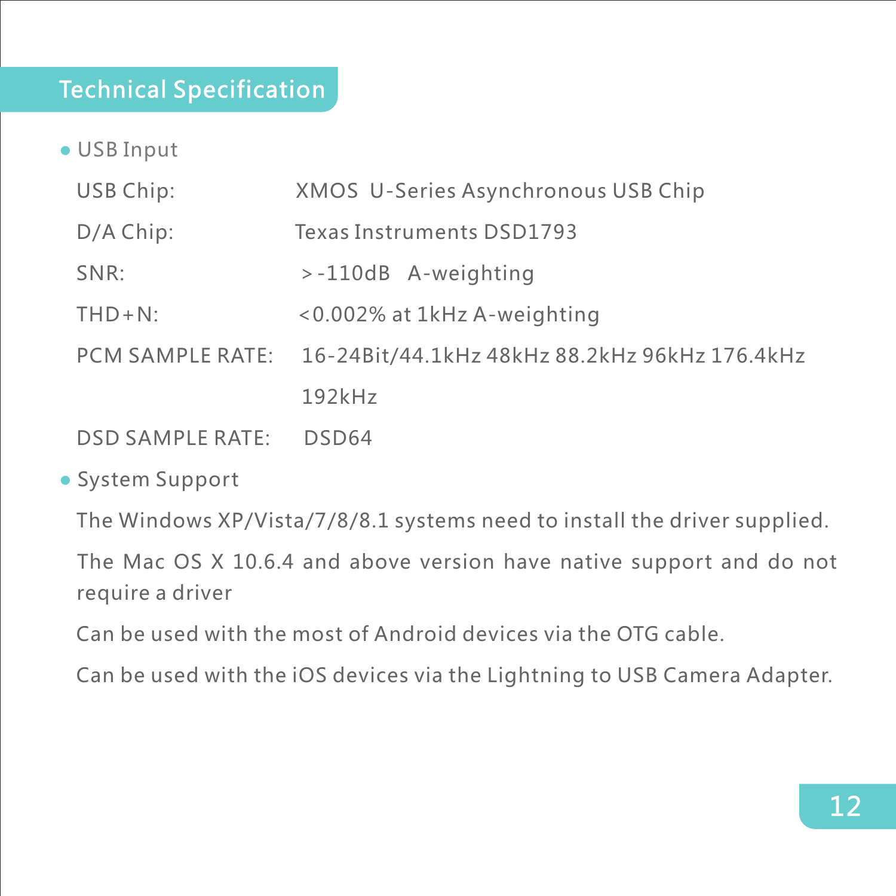## Technical Specification

- USB Input

| | |
|---|---|
| USB Chip: | XMOS U-Series Asynchronous USB Chip |
| D/A Chip: | Texas Instruments DSD1793 |
| SNR: | >-110dB A-weighting |
| THD+N: | <0.002% at 1kHz A-weighting |
| PCM SAMPLE RATE: | 16-24Bit/44.1kHz 48kHz 88.2kHz 96kHz 176.4kHz 192kHz |
| DSD SAMPLE RATE: | DSD64 |

- System Support

The Windows XP/Vista/7/8/8.1 systems need to install the driver supplied.

The Mac OS X 10.6.4 and above version have native support and do not require a driver

Can be used with the most of Android devices via the OTG cable.

Can be used with the iOS devices via the Lightning to USB Camera Adapter.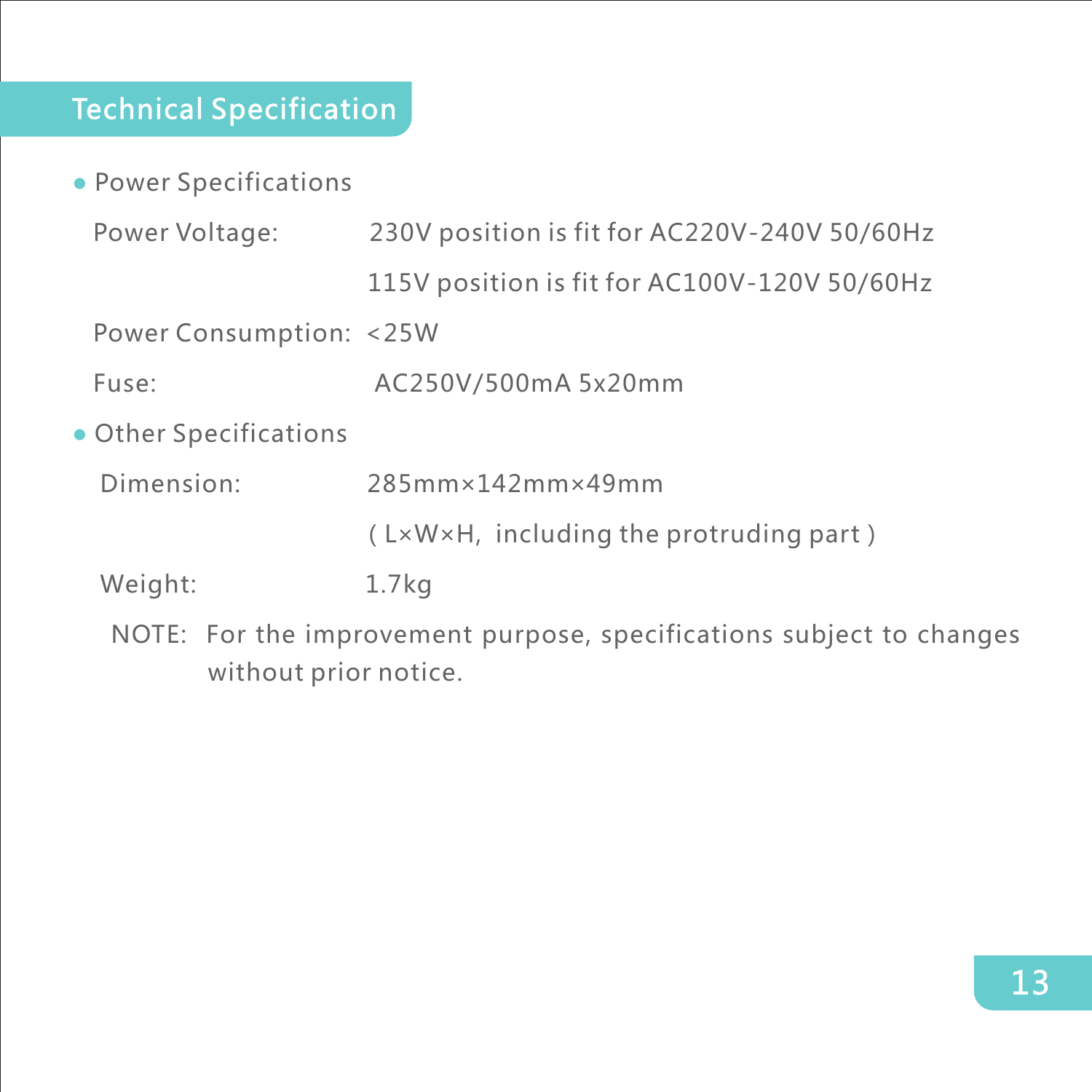# Technical Specification

- Power Specifications

Power Voltage: 230V position is fit for AC220V-240V 50/60Hz

115V position is fit for AC100V-120V 50/60Hz

Power Consumption: <25W

Fuse: AC250V/500mA 5x20mm

- Other Specifications

Dimension: 285mm×142mm×49mm

( L×W×H, including the protruding part )

Weight: 1.7kg

NOTE: For the improvement purpose, specifications subject to changes without prior notice.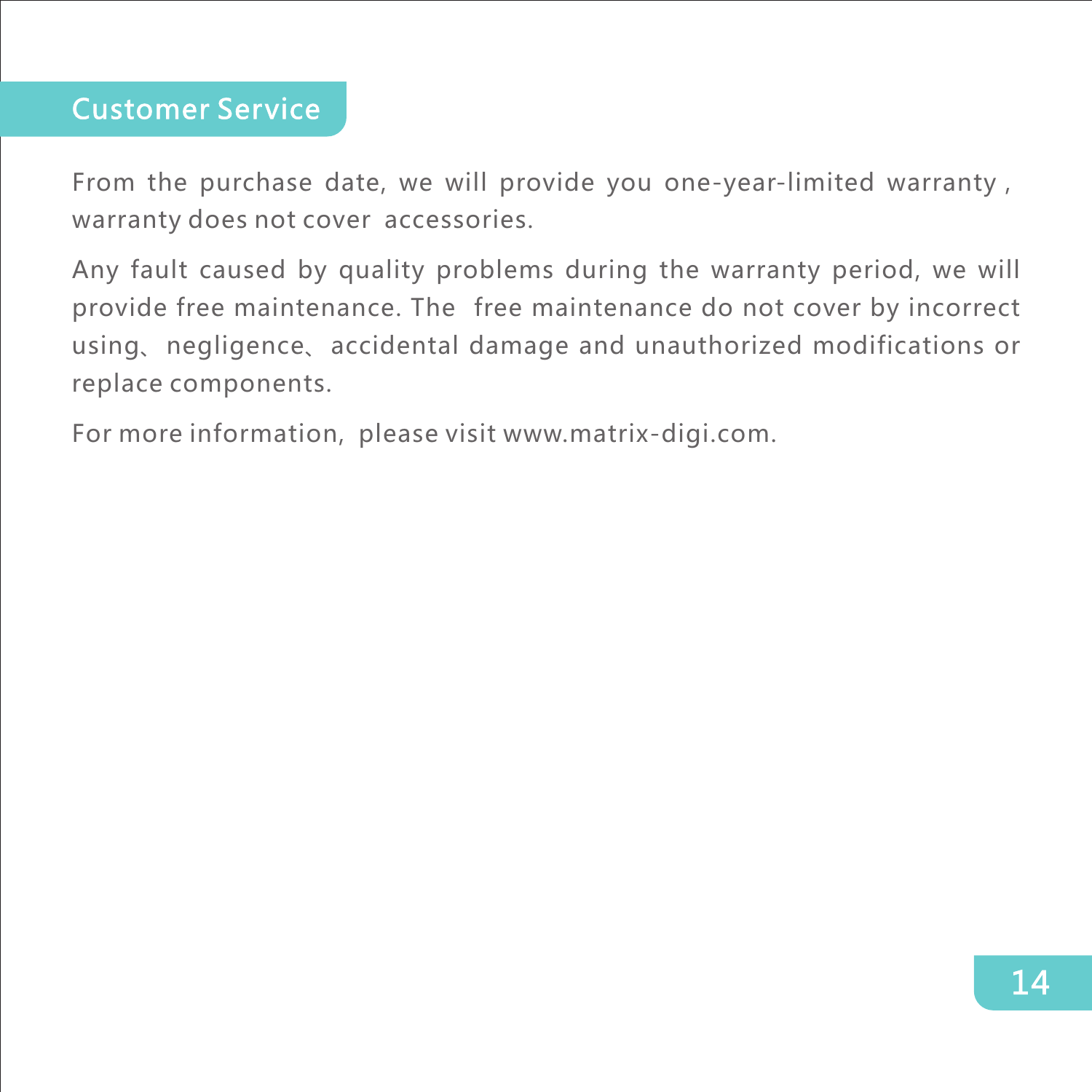## Customer Service

From the purchase date, we will provide you one-year-limited warranty , warranty does not cover accessories.

Any fault caused by quality problems during the warranty period, we will provide free maintenance. The free maintenance do not cover by incorrect using、negligence、accidental damage and unauthorized modifications or replace components.

For more information, please visit www.matrix-digi.com.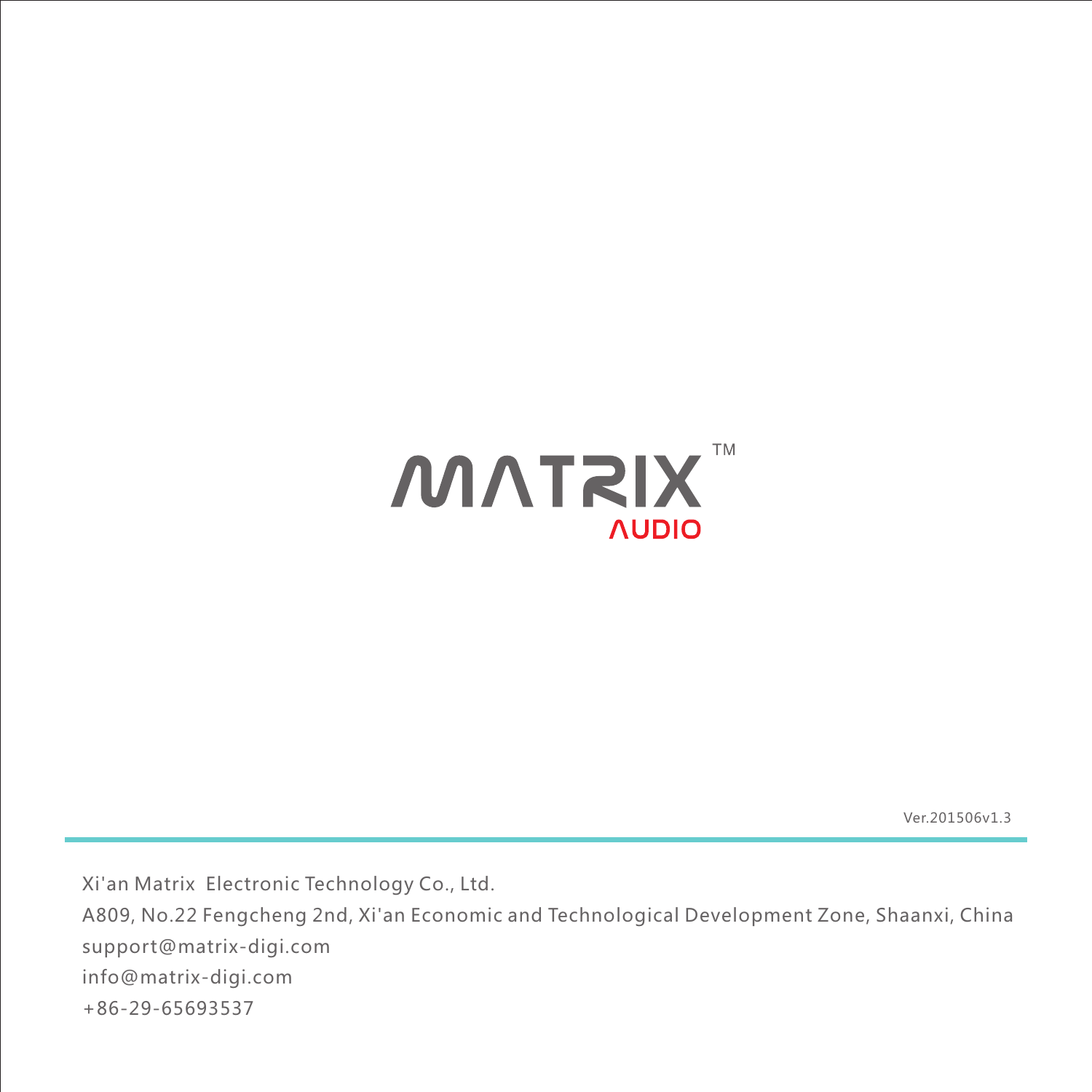MATRIX™

AUDIO

Ver.201506v1.3

Xi'an Matrix Electronic Technology Co., Ltd.

A809, No.22 Fengcheng 2nd, Xi'an Economic and Technological Development Zone, Shaanxi, China

support@matrix-digi.com

info@matrix-digi.com

+86-29-65693537